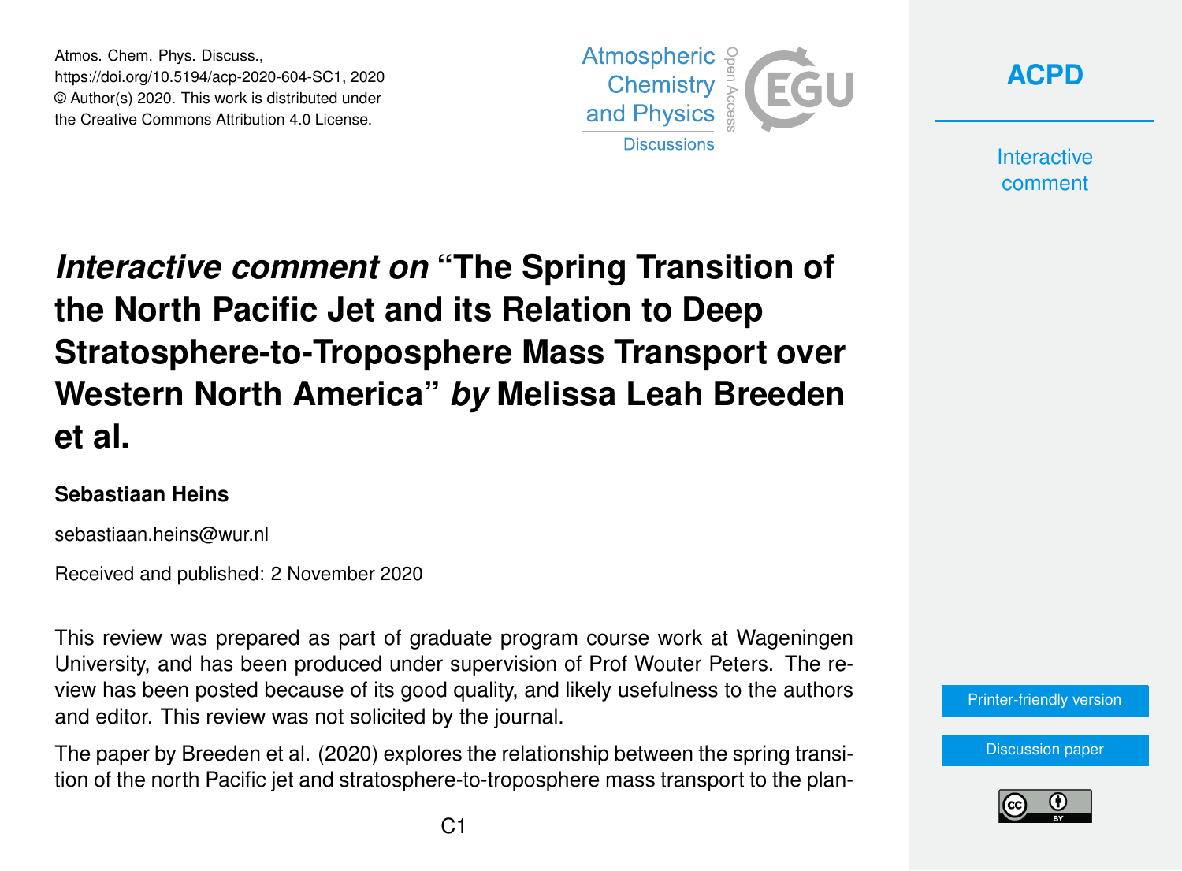# *Interactive comment on* "The Spring Transition of the North Pacific Jet and its Relation to Deep Stratosphere-to-Troposphere Mass Transport over Western North America" *by* Melissa Leah Breeden et al.

**Sebastiaan Heins**

sebastiaan.heins@wur.nl

Received and published: 2 November 2020

This review was prepared as part of graduate program course work at Wageningen University, and has been produced under supervision of Prof Wouter Peters. The review has been posted because of its good quality, and likely usefulness to the authors and editor. This review was not solicited by the journal.

The paper by Breeden et al. (2020) explores the relationship between the spring transition of the north Pacific jet and stratosphere-to-troposphere mass transport to the plan-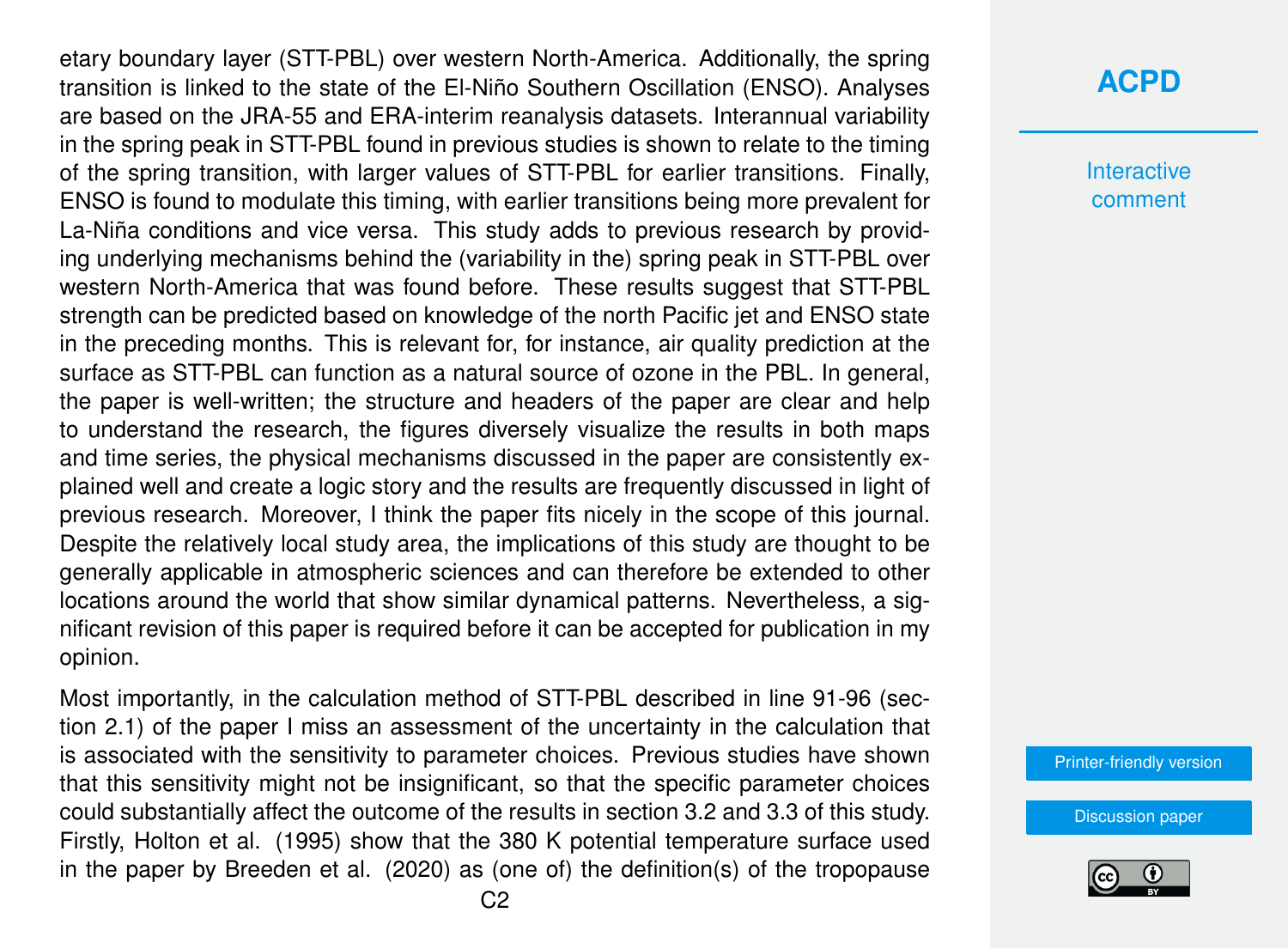etary boundary layer (STT-PBL) over western North-America. Additionally, the spring transition is linked to the state of the El-Niño Southern Oscillation (ENSO). Analyses are based on the JRA-55 and ERA-interim reanalysis datasets. Interannual variability in the spring peak in STT-PBL found in previous studies is shown to relate to the timing of the spring transition, with larger values of STT-PBL for earlier transitions. Finally, ENSO is found to modulate this timing, with earlier transitions being more prevalent for La-Niña conditions and vice versa. This study adds to previous research by providing underlying mechanisms behind the (variability in the) spring peak in STT-PBL over western North-America that was found before. These results suggest that STT-PBL strength can be predicted based on knowledge of the north Pacific jet and ENSO state in the preceding months. This is relevant for, for instance, air quality prediction at the surface as STT-PBL can function as a natural source of ozone in the PBL. In general, the paper is well-written; the structure and headers of the paper are clear and help to understand the research, the figures diversely visualize the results in both maps and time series, the physical mechanisms discussed in the paper are consistently explained well and create a logic story and the results are frequently discussed in light of previous research. Moreover, I think the paper fits nicely in the scope of this journal. Despite the relatively local study area, the implications of this study are thought to be generally applicable in atmospheric sciences and can therefore be extended to other locations around the world that show similar dynamical patterns. Nevertheless, a significant revision of this paper is required before it can be accepted for publication in my opinion.

Most importantly, in the calculation method of STT-PBL described in line 91-96 (section 2.1) of the paper I miss an assessment of the uncertainty in the calculation that is associated with the sensitivity to parameter choices. Previous studies have shown that this sensitivity might not be insignificant, so that the specific parameter choices could substantially affect the outcome of the results in section 3.2 and 3.3 of this study. Firstly, Holton et al. (1995) show that the 380 K potential temperature surface used in the paper by Breeden et al. (2020) as (one of) the definition(s) of the tropopause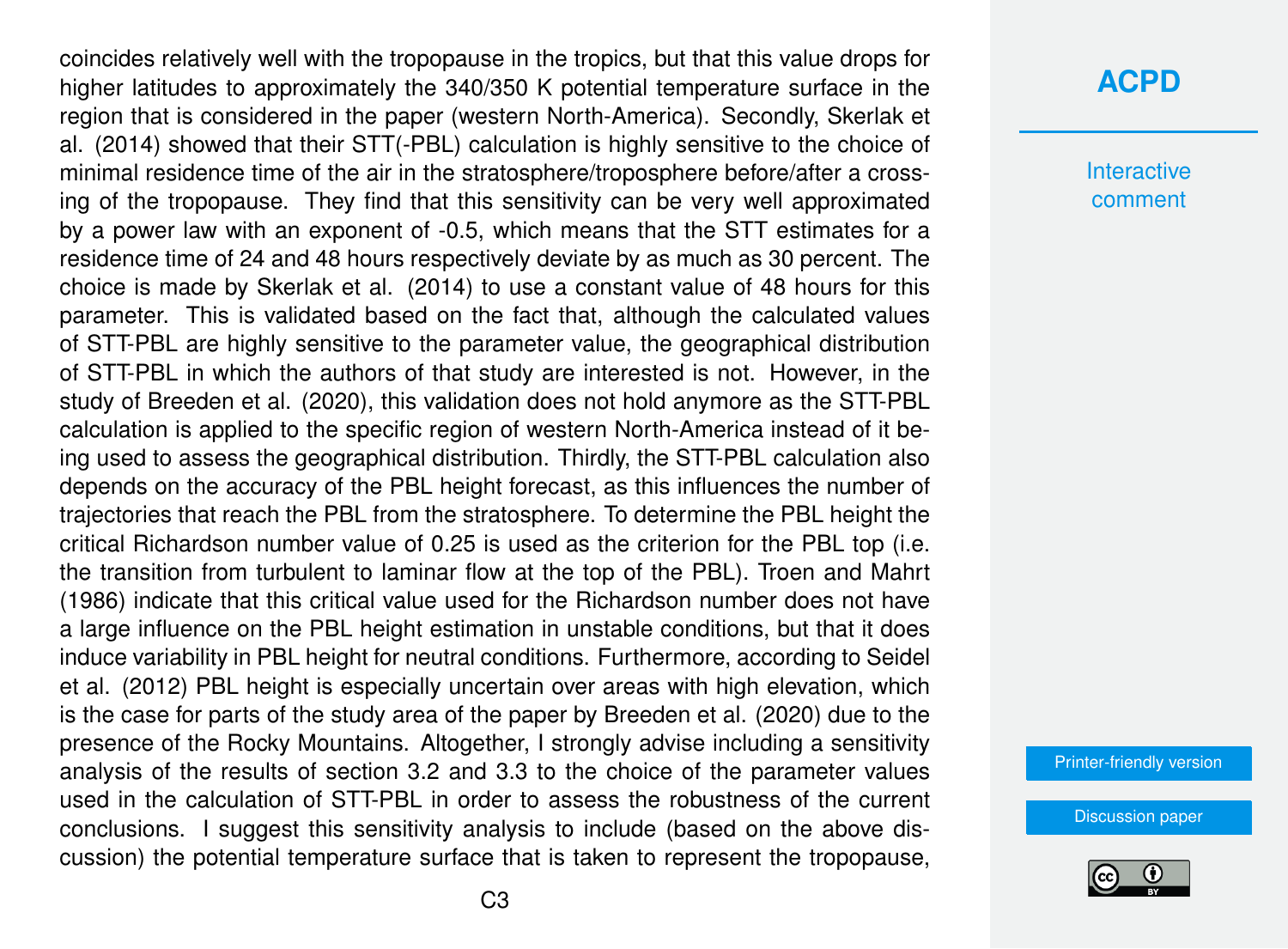coincides relatively well with the tropopause in the tropics, but that this value drops for higher latitudes to approximately the 340/350 K potential temperature surface in the region that is considered in the paper (western North-America). Secondly, Skerlak et al. (2014) showed that their STT(-PBL) calculation is highly sensitive to the choice of minimal residence time of the air in the stratosphere/troposphere before/after a crossing of the tropopause. They find that this sensitivity can be very well approximated by a power law with an exponent of -0.5, which means that the STT estimates for a residence time of 24 and 48 hours respectively deviate by as much as 30 percent. The choice is made by Skerlak et al. (2014) to use a constant value of 48 hours for this parameter. This is validated based on the fact that, although the calculated values of STT-PBL are highly sensitive to the parameter value, the geographical distribution of STT-PBL in which the authors of that study are interested is not. However, in the study of Breeden et al. (2020), this validation does not hold anymore as the STT-PBL calculation is applied to the specific region of western North-America instead of it being used to assess the geographical distribution. Thirdly, the STT-PBL calculation also depends on the accuracy of the PBL height forecast, as this influences the number of trajectories that reach the PBL from the stratosphere. To determine the PBL height the critical Richardson number value of 0.25 is used as the criterion for the PBL top (i.e. the transition from turbulent to laminar flow at the top of the PBL). Troen and Mahrt (1986) indicate that this critical value used for the Richardson number does not have a large influence on the PBL height estimation in unstable conditions, but that it does induce variability in PBL height for neutral conditions. Furthermore, according to Seidel et al. (2012) PBL height is especially uncertain over areas with high elevation, which is the case for parts of the study area of the paper by Breeden et al. (2020) due to the presence of the Rocky Mountains. Altogether, I strongly advise including a sensitivity analysis of the results of section 3.2 and 3.3 to the choice of the parameter values used in the calculation of STT-PBL in order to assess the robustness of the current conclusions. I suggest this sensitivity analysis to include (based on the above discussion) the potential temperature surface that is taken to represent the tropopause,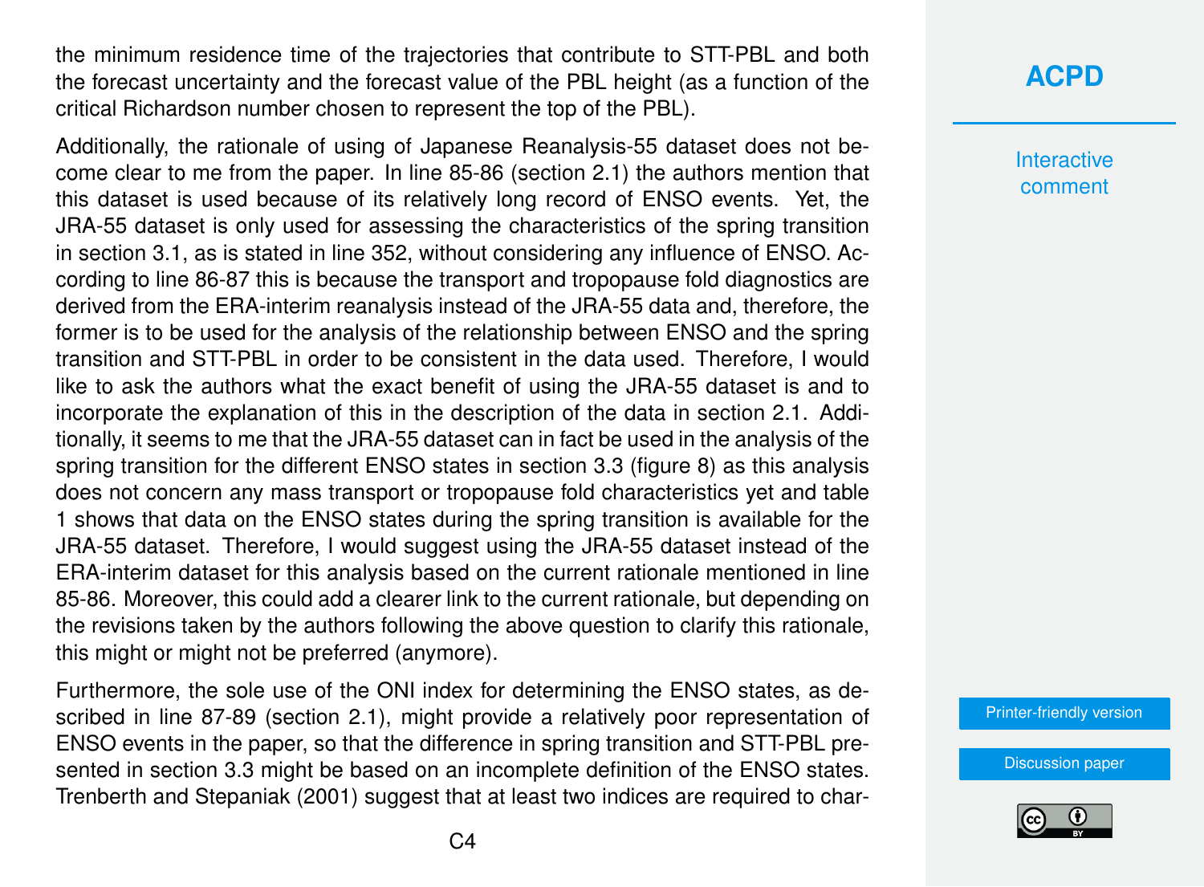the minimum residence time of the trajectories that contribute to STT-PBL and both the forecast uncertainty and the forecast value of the PBL height (as a function of the critical Richardson number chosen to represent the top of the PBL).

Additionally, the rationale of using of Japanese Reanalysis-55 dataset does not become clear to me from the paper. In line 85-86 (section 2.1) the authors mention that this dataset is used because of its relatively long record of ENSO events. Yet, the JRA-55 dataset is only used for assessing the characteristics of the spring transition in section 3.1, as is stated in line 352, without considering any influence of ENSO. According to line 86-87 this is because the transport and tropopause fold diagnostics are derived from the ERA-interim reanalysis instead of the JRA-55 data and, therefore, the former is to be used for the analysis of the relationship between ENSO and the spring transition and STT-PBL in order to be consistent in the data used. Therefore, I would like to ask the authors what the exact benefit of using the JRA-55 dataset is and to incorporate the explanation of this in the description of the data in section 2.1. Additionally, it seems to me that the JRA-55 dataset can in fact be used in the analysis of the spring transition for the different ENSO states in section 3.3 (figure 8) as this analysis does not concern any mass transport or tropopause fold characteristics yet and table 1 shows that data on the ENSO states during the spring transition is available for the JRA-55 dataset. Therefore, I would suggest using the JRA-55 dataset instead of the ERA-interim dataset for this analysis based on the current rationale mentioned in line 85-86. Moreover, this could add a clearer link to the current rationale, but depending on the revisions taken by the authors following the above question to clarify this rationale, this might or might not be preferred (anymore).

Furthermore, the sole use of the ONI index for determining the ENSO states, as described in line 87-89 (section 2.1), might provide a relatively poor representation of ENSO events in the paper, so that the difference in spring transition and STT-PBL presented in section 3.3 might be based on an incomplete definition of the ENSO states. Trenberth and Stepaniak (2001) suggest that at least two indices are required to char-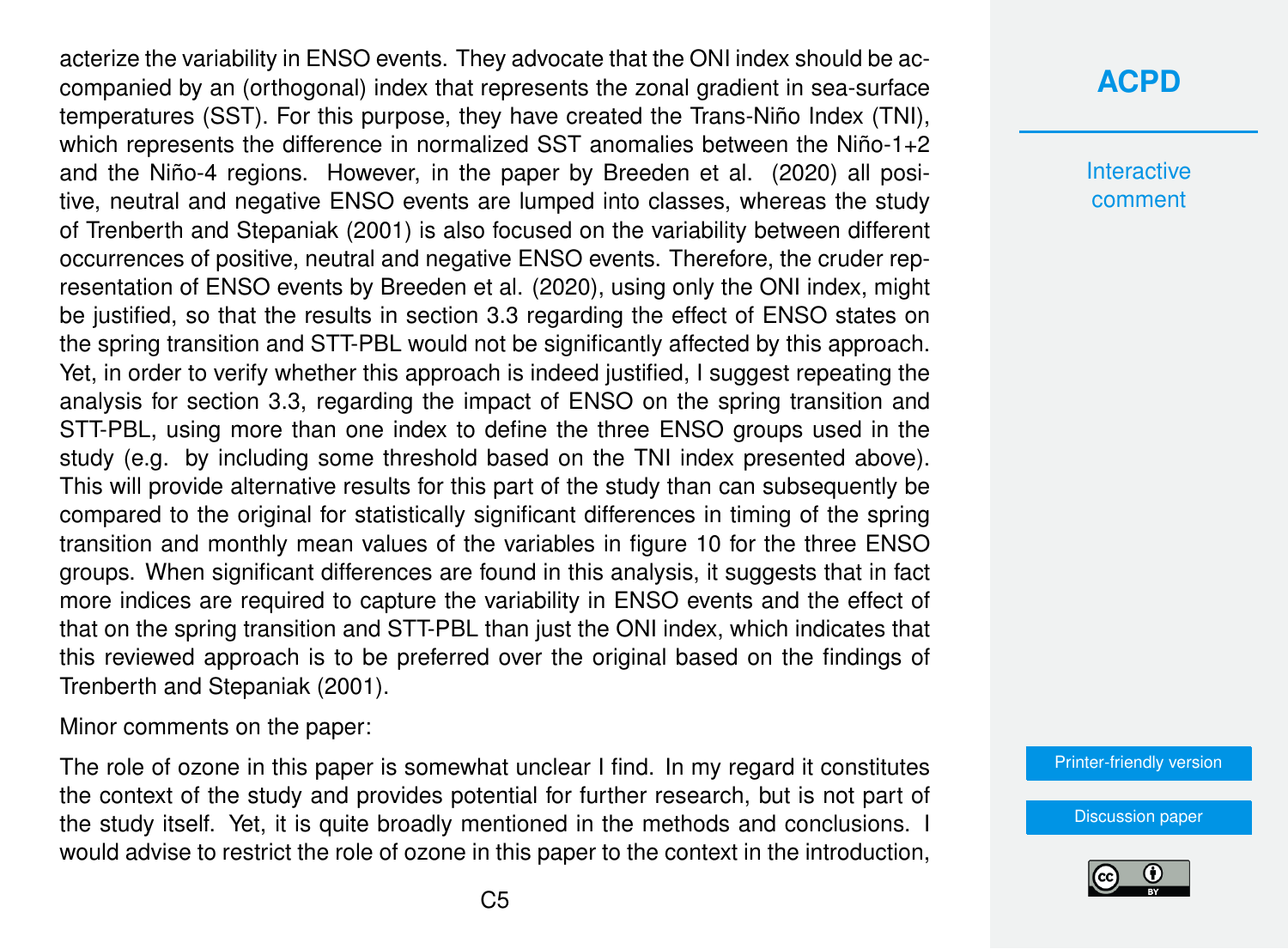acterize the variability in ENSO events. They advocate that the ONI index should be accompanied by an (orthogonal) index that represents the zonal gradient in sea-surface temperatures (SST). For this purpose, they have created the Trans-Niño Index (TNI), which represents the difference in normalized SST anomalies between the Niño-1+2 and the Niño-4 regions. However, in the paper by Breeden et al. (2020) all positive, neutral and negative ENSO events are lumped into classes, whereas the study of Trenberth and Stepaniak (2001) is also focused on the variability between different occurrences of positive, neutral and negative ENSO events. Therefore, the cruder representation of ENSO events by Breeden et al. (2020), using only the ONI index, might be justified, so that the results in section 3.3 regarding the effect of ENSO states on the spring transition and STT-PBL would not be significantly affected by this approach. Yet, in order to verify whether this approach is indeed justified, I suggest repeating the analysis for section 3.3, regarding the impact of ENSO on the spring transition and STT-PBL, using more than one index to define the three ENSO groups used in the study (e.g. by including some threshold based on the TNI index presented above). This will provide alternative results for this part of the study than can subsequently be compared to the original for statistically significant differences in timing of the spring transition and monthly mean values of the variables in figure 10 for the three ENSO groups. When significant differences are found in this analysis, it suggests that in fact more indices are required to capture the variability in ENSO events and the effect of that on the spring transition and STT-PBL than just the ONI index, which indicates that this reviewed approach is to be preferred over the original based on the findings of Trenberth and Stepaniak (2001).

Minor comments on the paper:

The role of ozone in this paper is somewhat unclear I find. In my regard it constitutes the context of the study and provides potential for further research, but is not part of the study itself. Yet, it is quite broadly mentioned in the methods and conclusions. I would advise to restrict the role of ozone in this paper to the context in the introduction,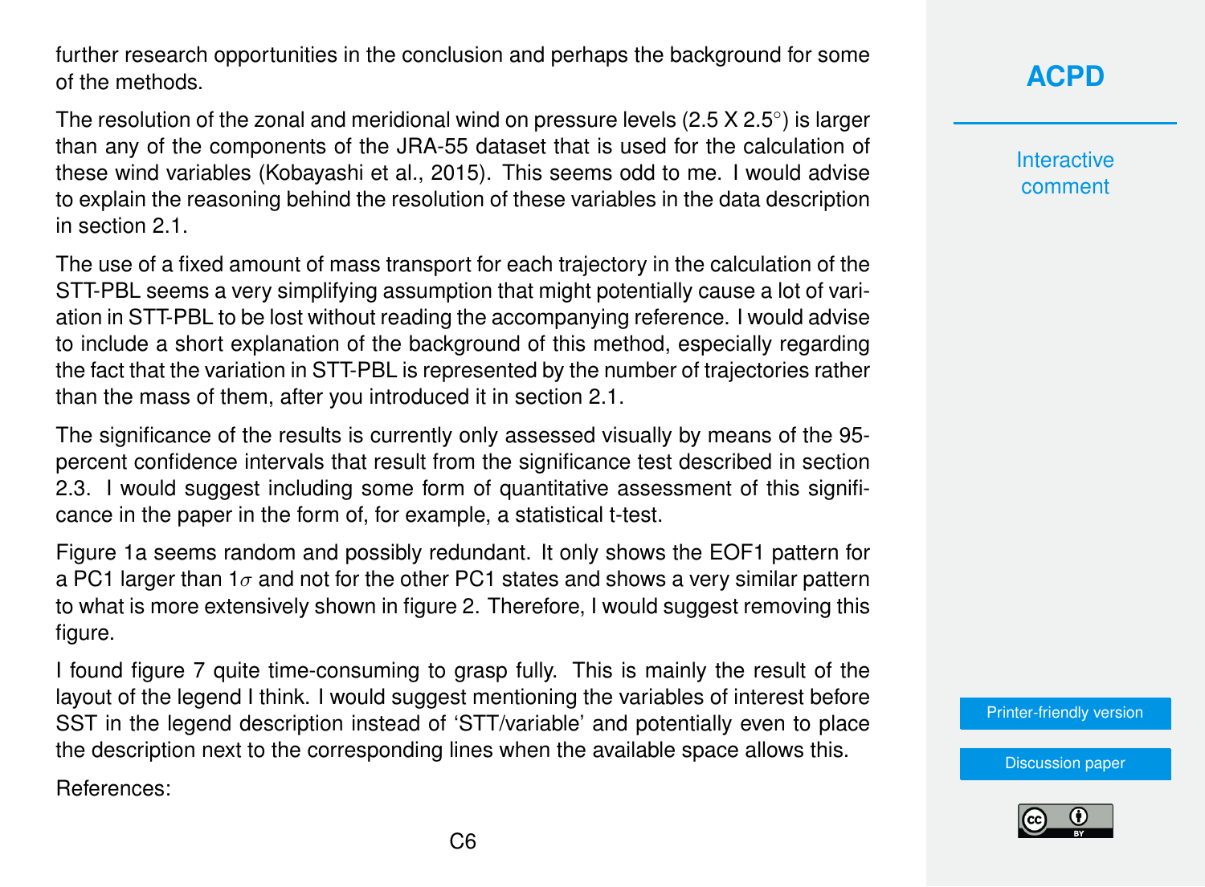further research opportunities in the conclusion and perhaps the background for some of the methods.

The resolution of the zonal and meridional wind on pressure levels (2.5 X 2.5°) is larger than any of the components of the JRA-55 dataset that is used for the calculation of these wind variables (Kobayashi et al., 2015). This seems odd to me. I would advise to explain the reasoning behind the resolution of these variables in the data description in section 2.1.

The use of a fixed amount of mass transport for each trajectory in the calculation of the STT-PBL seems a very simplifying assumption that might potentially cause a lot of variation in STT-PBL to be lost without reading the accompanying reference. I would advise to include a short explanation of the background of this method, especially regarding the fact that the variation in STT-PBL is represented by the number of trajectories rather than the mass of them, after you introduced it in section 2.1.

The significance of the results is currently only assessed visually by means of the 95-percent confidence intervals that result from the significance test described in section 2.3. I would suggest including some form of quantitative assessment of this significance in the paper in the form of, for example, a statistical t-test.

Figure 1a seems random and possibly redundant. It only shows the EOF1 pattern for a PC1 larger than $1\sigma$ and not for the other PC1 states and shows a very similar pattern to what is more extensively shown in figure 2. Therefore, I would suggest removing this figure.

I found figure 7 quite time-consuming to grasp fully. This is mainly the result of the layout of the legend I think. I would suggest mentioning the variables of interest before SST in the legend description instead of 'STT/variable' and potentially even to place the description next to the corresponding lines when the available space allows this.

References: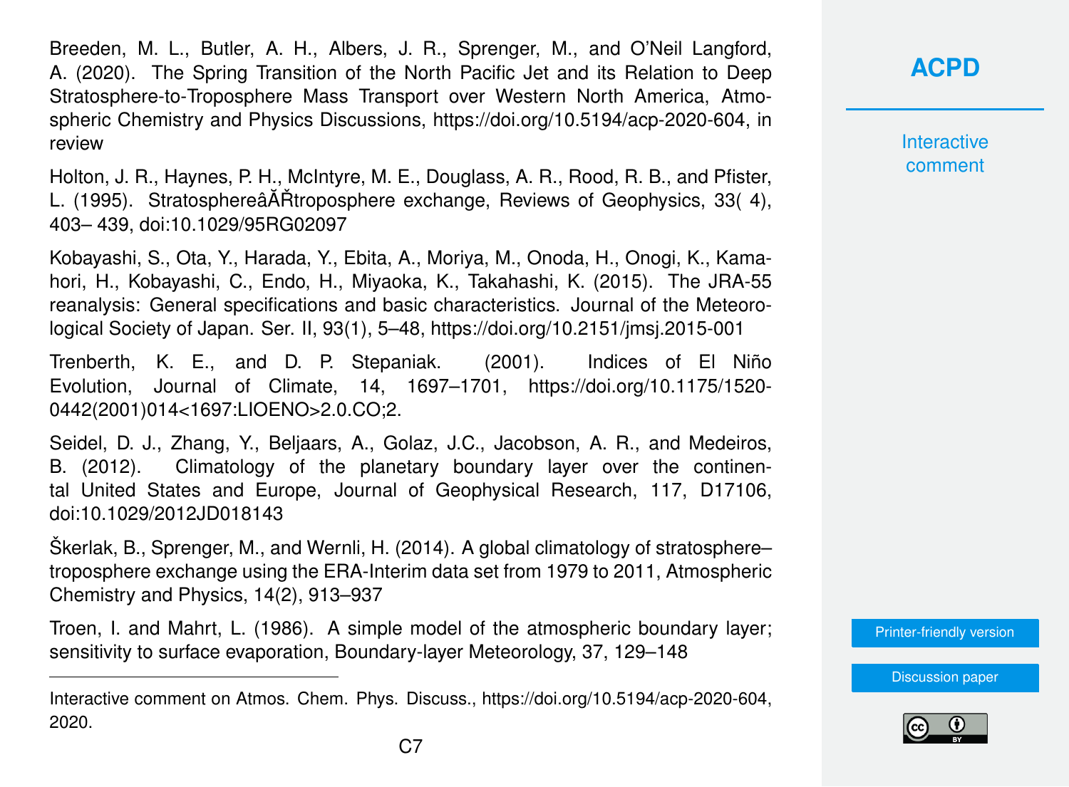Breeden, M. L., Butler, A. H., Albers, J. R., Sprenger, M., and O'Neil Langford, A. (2020). The Spring Transition of the North Pacific Jet and its Relation to Deep Stratosphere-to-Troposphere Mass Transport over Western North America, Atmospheric Chemistry and Physics Discussions, https://doi.org/10.5194/acp-2020-604, in review

Holton, J. R., Haynes, P. H., McIntyre, M. E., Douglass, A. R., Rood, R. B., and Pfister, L. (1995). StratosphereâĂŘtroposphere exchange, Reviews of Geophysics, 33( 4), 403– 439, doi:10.1029/95RG02097

Kobayashi, S., Ota, Y., Harada, Y., Ebita, A., Moriya, M., Onoda, H., Onogi, K., Kamahori, H., Kobayashi, C., Endo, H., Miyaoka, K., Takahashi, K. (2015). The JRA-55 reanalysis: General specifications and basic characteristics. Journal of the Meteorological Society of Japan. Ser. II, 93(1), 5–48, https://doi.org/10.2151/jmsj.2015-001

Trenberth, K. E., and D. P. Stepaniak. (2001). Indices of El Niño Evolution, Journal of Climate, 14, 1697–1701, https://doi.org/10.1175/1520-0442(2001)014<1697:LIOENO>2.0.CO;2.

Seidel, D. J., Zhang, Y., Beljaars, A., Golaz, J.C., Jacobson, A. R., and Medeiros, B. (2012). Climatology of the planetary boundary layer over the continental United States and Europe, Journal of Geophysical Research, 117, D17106, doi:10.1029/2012JD018143

Škerlak, B., Sprenger, M., and Wernli, H. (2014). A global climatology of stratosphere–troposphere exchange using the ERA-Interim data set from 1979 to 2011, Atmospheric Chemistry and Physics, 14(2), 913–937

Troen, I. and Mahrt, L. (1986). A simple model of the atmospheric boundary layer; sensitivity to surface evaporation, Boundary-layer Meteorology, 37, 129–148

---

Interactive comment on Atmos. Chem. Phys. Discuss., https://doi.org/10.5194/acp-2020-604, 2020.